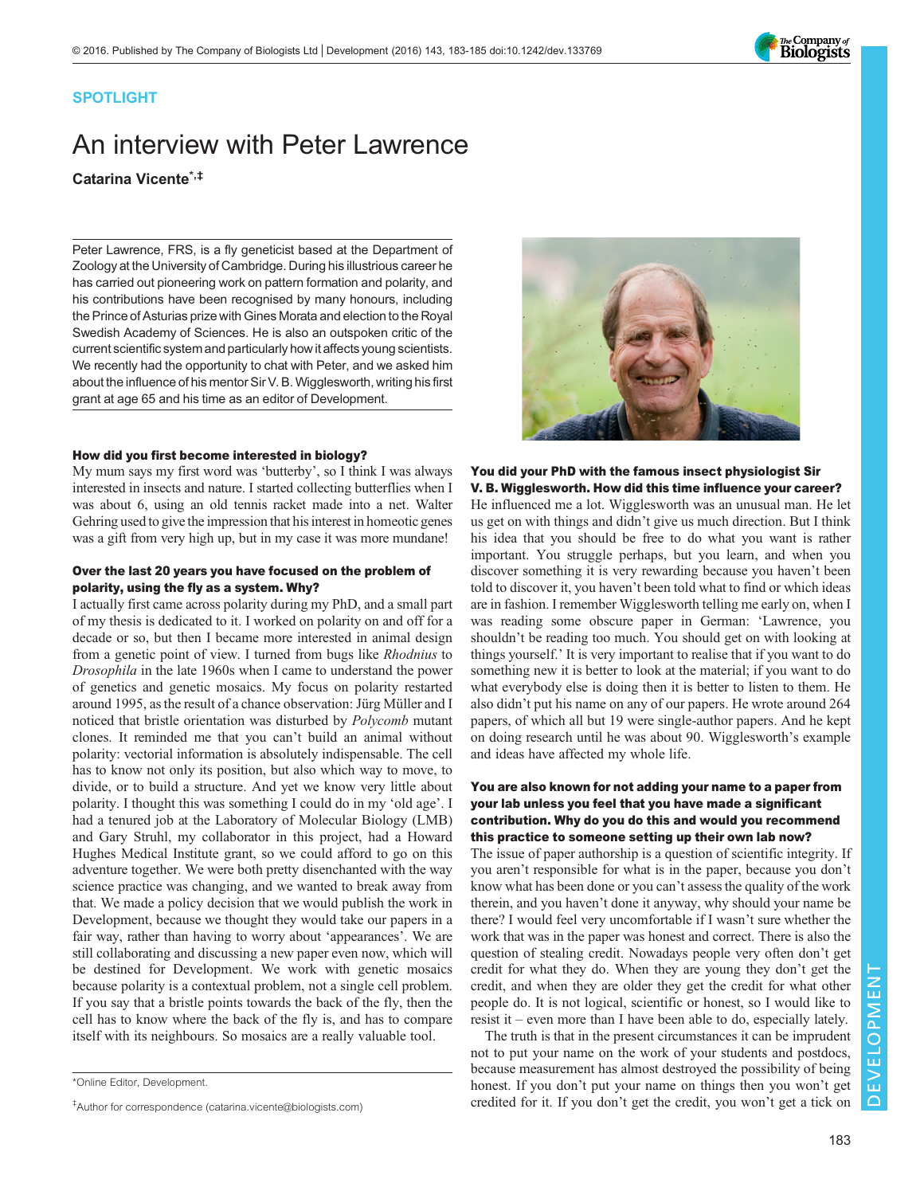SPOTLIGHT

# An interview with Peter Lawrence

**Catarina Vicente**[*,‡]

Peter Lawrence, FRS, is a fly geneticist based at the Department of Zoology at the University of Cambridge. During his illustrious career he has carried out pioneering work on pattern formation and polarity, and his contributions have been recognised by many honours, including the Prince of Asturias prize with Gines Morata and election to the Royal Swedish Academy of Sciences. He is also an outspoken critic of the current scientific system and particularly how it affects young scientists. We recently had the opportunity to chat with Peter, and we asked him about the influence of his mentor Sir V. B. Wigglesworth, writing his first grant at age 65 and his time as an editor of Development.

**How did you first become interested in biology?**

My mum says my first word was 'butterby', so I think I was always interested in insects and nature. I started collecting butterflies when I was about 6, using an old tennis racket made into a net. Walter Gehring used to give the impression that his interest in homeotic genes was a gift from very high up, but in my case it was more mundane!

**Over the last 20 years you have focused on the problem of polarity, using the fly as a system. Why?**

I actually first came across polarity during my PhD, and a small part of my thesis is dedicated to it. I worked on polarity on and off for a decade or so, but then I became more interested in animal design from a genetic point of view. I turned from bugs like *Rhodnius* to *Drosophila* in the late 1960s when I came to understand the power of genetics and genetic mosaics. My focus on polarity restarted around 1995, as the result of a chance observation: Jürg Müller and I noticed that bristle orientation was disturbed by *Polycomb* mutant clones. It reminded me that you can't build an animal without polarity: vectorial information is absolutely indispensable. The cell has to know not only its position, but also which way to move, to divide, or to build a structure. And yet we know very little about polarity. I thought this was something I could do in my 'old age'. I had a tenured job at the Laboratory of Molecular Biology (LMB) and Gary Struhl, my collaborator in this project, had a Howard Hughes Medical Institute grant, so we could afford to go on this adventure together. We were both pretty disenchanted with the way science practice was changing, and we wanted to break away from that. We made a policy decision that we would publish the work in Development, because we thought they would take our papers in a fair way, rather than having to worry about 'appearances'. We are still collaborating and discussing a new paper even now, which will be destined for Development. We work with genetic mosaics because polarity is a contextual problem, not a single cell problem. If you say that a bristle points towards the back of the fly, then the cell has to know where the back of the fly is, and has to compare itself with its neighbours. So mosaics are a really valuable tool.

**You did your PhD with the famous insect physiologist Sir V. B. Wigglesworth. How did this time influence your career?**

He influenced me a lot. Wigglesworth was an unusual man. He let us get on with things and didn't give us much direction. But I think his idea that you should be free to do what you want is rather important. You struggle perhaps, but you learn, and when you discover something it is very rewarding because you haven't been told to discover it, you haven't been told what to find or which ideas are in fashion. I remember Wigglesworth telling me early on, when I was reading some obscure paper in German: 'Lawrence, you shouldn't be reading too much. You should get on with looking at things yourself.' It is very important to realise that if you want to do something new it is better to look at the material; if you want to do what everybody else is doing then it is better to listen to them. He also didn't put his name on any of our papers. He wrote around 264 papers, of which all but 19 were single-author papers. And he kept on doing research until he was about 90. Wigglesworth's example and ideas have affected my whole life.

**You are also known for not adding your name to a paper from your lab unless you feel that you have made a significant contribution. Why do you do this and would you recommend this practice to someone setting up their own lab now?**

The issue of paper authorship is a question of scientific integrity. If you aren't responsible for what is in the paper, because you don't know what has been done or you can't assess the quality of the work therein, and you haven't done it anyway, why should your name be there? I would feel very uncomfortable if I wasn't sure whether the work that was in the paper was honest and correct. There is also the question of stealing credit. Nowadays people very often don't get credit for what they do. When they are young they don't get the credit, and when they are older they get the credit for what other people do. It is not logical, scientific or honest, so I would like to resist it – even more than I have been able to do, especially lately.

The truth is that in the present circumstances it can be imprudent not to put your name on the work of your students and postdocs, because measurement has almost destroyed the possibility of being honest. If you don't put your name on things then you won't get credited for it. If you don't get the credit, you won't get a tick on

---

[*]Online Editor, Development.

[‡]Author for correspondence (catarina.vicente@biologists.com)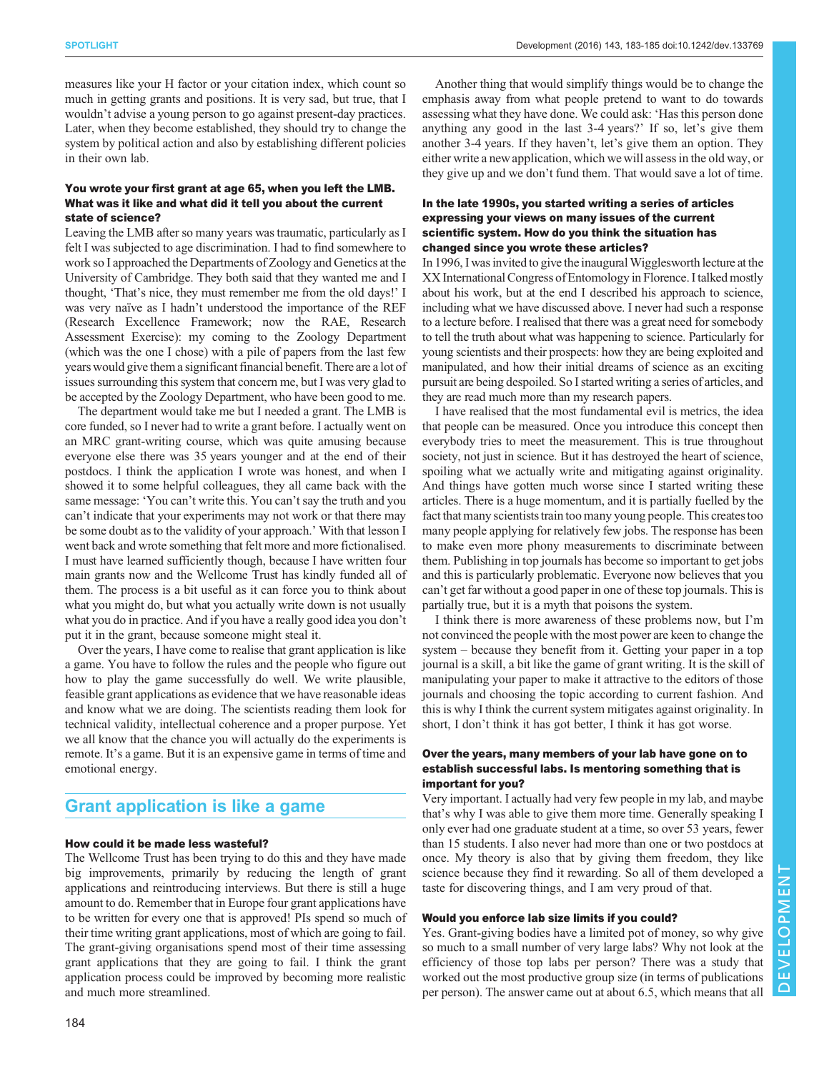measures like your H factor or your citation index, which count so much in getting grants and positions. It is very sad, but true, that I wouldn't advise a young person to go against present-day practices. Later, when they become established, they should try to change the system by political action and also by establishing different policies in their own lab.

**You wrote your first grant at age 65, when you left the LMB. What was it like and what did it tell you about the current state of science?**

Leaving the LMB after so many years was traumatic, particularly as I felt I was subjected to age discrimination. I had to find somewhere to work so I approached the Departments of Zoology and Genetics at the University of Cambridge. They both said that they wanted me and I thought, 'That's nice, they must remember me from the old days!' I was very naïve as I hadn't understood the importance of the REF (Research Excellence Framework; now the RAE, Research Assessment Exercise): my coming to the Zoology Department (which was the one I chose) with a pile of papers from the last few years would give them a significant financial benefit. There are a lot of issues surrounding this system that concern me, but I was very glad to be accepted by the Zoology Department, who have been good to me.

The department would take me but I needed a grant. The LMB is core funded, so I never had to write a grant before. I actually went on an MRC grant-writing course, which was quite amusing because everyone else there was 35 years younger and at the end of their postdocs. I think the application I wrote was honest, and when I showed it to some helpful colleagues, they all came back with the same message: 'You can't write this. You can't say the truth and you can't indicate that your experiments may not work or that there may be some doubt as to the validity of your approach.' With that lesson I went back and wrote something that felt more and more fictionalised. I must have learned sufficiently though, because I have written four main grants now and the Wellcome Trust has kindly funded all of them. The process is a bit useful as it can force you to think about what you might do, but what you actually write down is not usually what you do in practice. And if you have a really good idea you don't put it in the grant, because someone might steal it.

Over the years, I have come to realise that grant application is like a game. You have to follow the rules and the people who figure out how to play the game successfully do well. We write plausible, feasible grant applications as evidence that we have reasonable ideas and know what we are doing. The scientists reading them look for technical validity, intellectual coherence and a proper purpose. Yet we all know that the chance you will actually do the experiments is remote. It's a game. But it is an expensive game in terms of time and emotional energy.

## Grant application is like a game

**How could it be made less wasteful?**

The Wellcome Trust has been trying to do this and they have made big improvements, primarily by reducing the length of grant applications and reintroducing interviews. But there is still a huge amount to do. Remember that in Europe four grant applications have to be written for every one that is approved! PIs spend so much of their time writing grant applications, most of which are going to fail. The grant-giving organisations spend most of their time assessing grant applications that they are going to fail. I think the grant application process could be improved by becoming more realistic and much more streamlined.

Another thing that would simplify things would be to change the emphasis away from what people pretend to want to do towards assessing what they have done. We could ask: 'Has this person done anything any good in the last 3-4 years?' If so, let's give them another 3-4 years. If they haven't, let's give them an option. They either write a new application, which we will assess in the old way, or they give up and we don't fund them. That would save a lot of time.

**In the late 1990s, you started writing a series of articles expressing your views on many issues of the current scientific system. How do you think the situation has changed since you wrote these articles?**

In 1996, I was invited to give the inaugural Wigglesworth lecture at the XX International Congress of Entomology in Florence. I talked mostly about his work, but at the end I described his approach to science, including what we have discussed above. I never had such a response to a lecture before. I realised that there was a great need for somebody to tell the truth about what was happening to science. Particularly for young scientists and their prospects: how they are being exploited and manipulated, and how their initial dreams of science as an exciting pursuit are being despoiled. So I started writing a series of articles, and they are read much more than my research papers.

I have realised that the most fundamental evil is metrics, the idea that people can be measured. Once you introduce this concept then everybody tries to meet the measurement. This is true throughout society, not just in science. But it has destroyed the heart of science, spoiling what we actually write and mitigating against originality. And things have gotten much worse since I started writing these articles. There is a huge momentum, and it is partially fuelled by the fact that many scientists train too many young people. This creates too many people applying for relatively few jobs. The response has been to make even more phony measurements to discriminate between them. Publishing in top journals has become so important to get jobs and this is particularly problematic. Everyone now believes that you can't get far without a good paper in one of these top journals. This is partially true, but it is a myth that poisons the system.

I think there is more awareness of these problems now, but I'm not convinced the people with the most power are keen to change the system – because they benefit from it. Getting your paper in a top journal is a skill, a bit like the game of grant writing. It is the skill of manipulating your paper to make it attractive to the editors of those journals and choosing the topic according to current fashion. And this is why I think the current system mitigates against originality. In short, I don't think it has got better, I think it has got worse.

**Over the years, many members of your lab have gone on to establish successful labs. Is mentoring something that is important for you?**

Very important. I actually had very few people in my lab, and maybe that's why I was able to give them more time. Generally speaking I only ever had one graduate student at a time, so over 53 years, fewer than 15 students. I also never had more than one or two postdocs at once. My theory is also that by giving them freedom, they like science because they find it rewarding. So all of them developed a taste for discovering things, and I am very proud of that.

**Would you enforce lab size limits if you could?**

Yes. Grant-giving bodies have a limited pot of money, so why give so much to a small number of very large labs? Why not look at the efficiency of those top labs per person? There was a study that worked out the most productive group size (in terms of publications per person). The answer came out at about 6.5, which means that all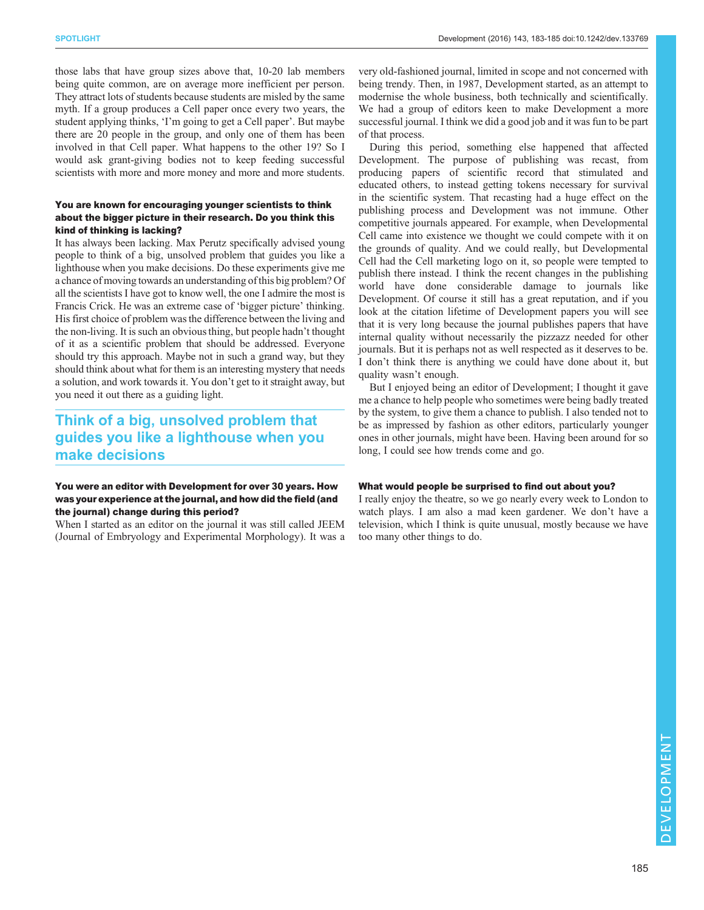those labs that have group sizes above that, 10-20 lab members being quite common, are on average more inefficient per person. They attract lots of students because students are misled by the same myth. If a group produces a Cell paper once every two years, the student applying thinks, 'I'm going to get a Cell paper'. But maybe there are 20 people in the group, and only one of them has been involved in that Cell paper. What happens to the other 19? So I would ask grant-giving bodies not to keep feeding successful scientists with more and more money and more and more students.

**You are known for encouraging younger scientists to think about the bigger picture in their research. Do you think this kind of thinking is lacking?**

It has always been lacking. Max Perutz specifically advised young people to think of a big, unsolved problem that guides you like a lighthouse when you make decisions. Do these experiments give me a chance of moving towards an understanding of this big problem? Of all the scientists I have got to know well, the one I admire the most is Francis Crick. He was an extreme case of 'bigger picture' thinking. His first choice of problem was the difference between the living and the non-living. It is such an obvious thing, but people hadn't thought of it as a scientific problem that should be addressed. Everyone should try this approach. Maybe not in such a grand way, but they should think about what for them is an interesting mystery that needs a solution, and work towards it. You don't get to it straight away, but you need it out there as a guiding light.

## Think of a big, unsolved problem that guides you like a lighthouse when you make decisions

**You were an editor with Development for over 30 years. How was your experience at the journal, and how did the field (and the journal) change during this period?**

When I started as an editor on the journal it was still called JEEM (Journal of Embryology and Experimental Morphology). It was a very old-fashioned journal, limited in scope and not concerned with being trendy. Then, in 1987, Development started, as an attempt to modernise the whole business, both technically and scientifically. We had a group of editors keen to make Development a more successful journal. I think we did a good job and it was fun to be part of that process.

During this period, something else happened that affected Development. The purpose of publishing was recast, from producing papers of scientific record that stimulated and educated others, to instead getting tokens necessary for survival in the scientific system. That recasting had a huge effect on the publishing process and Development was not immune. Other competitive journals appeared. For example, when Developmental Cell came into existence we thought we could compete with it on the grounds of quality. And we could really, but Developmental Cell had the Cell marketing logo on it, so people were tempted to publish there instead. I think the recent changes in the publishing world have done considerable damage to journals like Development. Of course it still has a great reputation, and if you look at the citation lifetime of Development papers you will see that it is very long because the journal publishes papers that have internal quality without necessarily the pizzazz needed for other journals. But it is perhaps not as well respected as it deserves to be. I don't think there is anything we could have done about it, but quality wasn't enough.

But I enjoyed being an editor of Development; I thought it gave me a chance to help people who sometimes were being badly treated by the system, to give them a chance to publish. I also tended not to be as impressed by fashion as other editors, particularly younger ones in other journals, might have been. Having been around for so long, I could see how trends come and go.

**What would people be surprised to find out about you?**

I really enjoy the theatre, so we go nearly every week to London to watch plays. I am also a mad keen gardener. We don't have a television, which I think is quite unusual, mostly because we have too many other things to do.